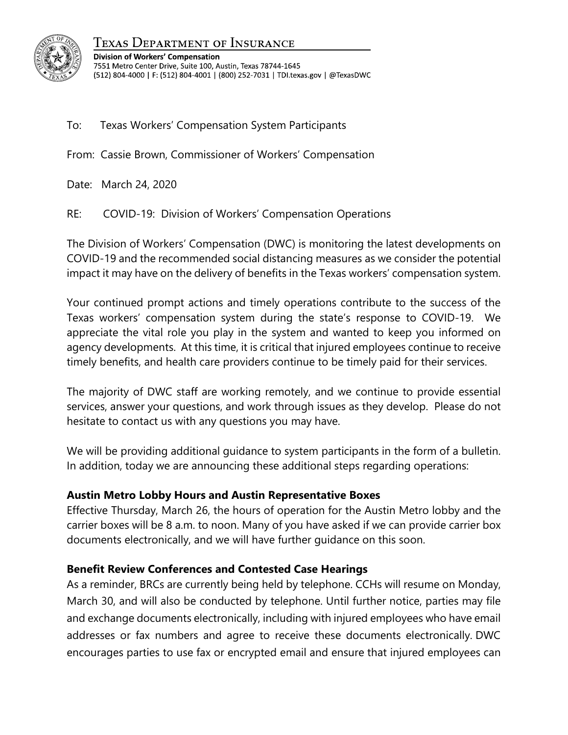TEXAS DEPARTMENT OF INSURANCE

**Division of Workers' Compensation**
7551 Metro Center Drive, Suite 100, Austin, Texas 78744-1645
(512) 804-4000 | F: (512) 804-4001 | (800) 252-7031 | TDI.texas.gov | @TexasDWC

To: Texas Workers' Compensation System Participants

From: Cassie Brown, Commissioner of Workers' Compensation

Date: March 24, 2020

RE: COVID-19: Division of Workers' Compensation Operations

The Division of Workers' Compensation (DWC) is monitoring the latest developments on COVID-19 and the recommended social distancing measures as we consider the potential impact it may have on the delivery of benefits in the Texas workers' compensation system.

Your continued prompt actions and timely operations contribute to the success of the Texas workers' compensation system during the state's response to COVID-19. We appreciate the vital role you play in the system and wanted to keep you informed on agency developments. At this time, it is critical that injured employees continue to receive timely benefits, and health care providers continue to be timely paid for their services.

The majority of DWC staff are working remotely, and we continue to provide essential services, answer your questions, and work through issues as they develop. Please do not hesitate to contact us with any questions you may have.

We will be providing additional guidance to system participants in the form of a bulletin. In addition, today we are announcing these additional steps regarding operations:

**Austin Metro Lobby Hours and Austin Representative Boxes**
Effective Thursday, March 26, the hours of operation for the Austin Metro lobby and the carrier boxes will be 8 a.m. to noon. Many of you have asked if we can provide carrier box documents electronically, and we will have further guidance on this soon.

**Benefit Review Conferences and Contested Case Hearings**
As a reminder, BRCs are currently being held by telephone. CCHs will resume on Monday, March 30, and will also be conducted by telephone. Until further notice, parties may file and exchange documents electronically, including with injured employees who have email addresses or fax numbers and agree to receive these documents electronically. DWC encourages parties to use fax or encrypted email and ensure that injured employees can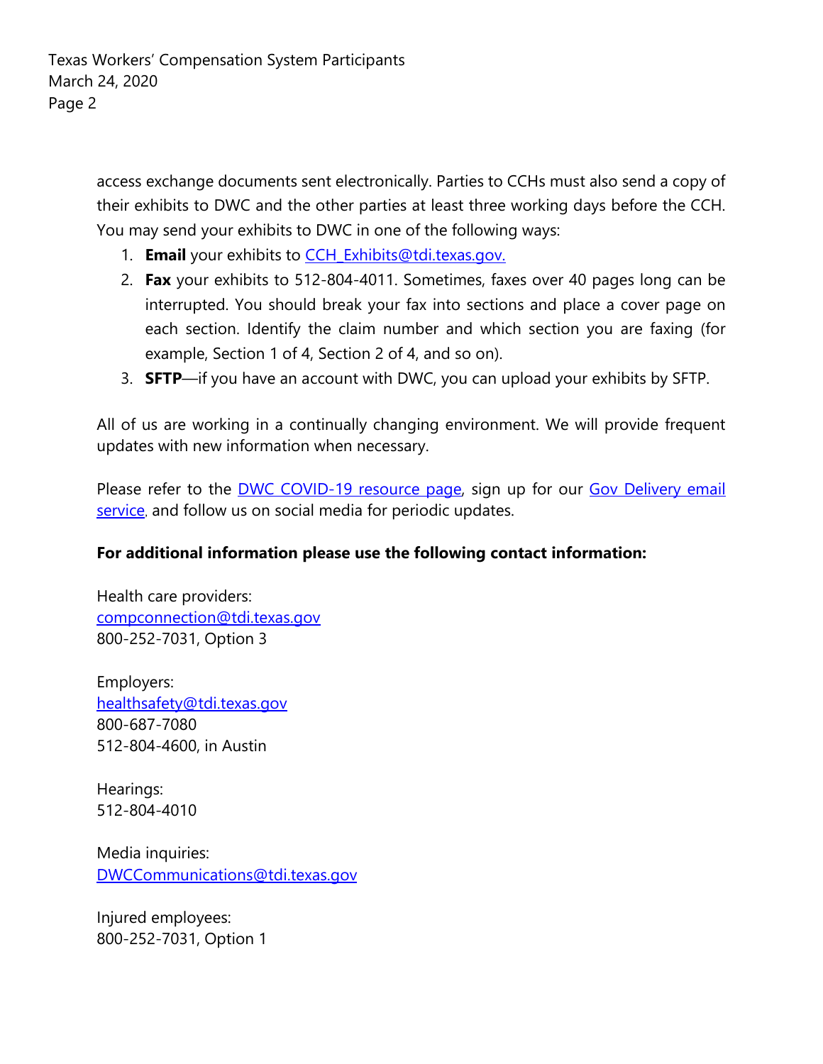access exchange documents sent electronically. Parties to CCHs must also send a copy of their exhibits to DWC and the other parties at least three working days before the CCH. You may send your exhibits to DWC in one of the following ways:

1. **Email** your exhibits to CCH_Exhibits@tdi.texas.gov.
2. **Fax** your exhibits to 512-804-4011. Sometimes, faxes over 40 pages long can be interrupted. You should break your fax into sections and place a cover page on each section. Identify the claim number and which section you are faxing (for example, Section 1 of 4, Section 2 of 4, and so on).
3. **SFTP**—if you have an account with DWC, you can upload your exhibits by SFTP.

All of us are working in a continually changing environment. We will provide frequent updates with new information when necessary.

Please refer to the DWC COVID-19 resource page, sign up for our Gov Delivery email service, and follow us on social media for periodic updates.

**For additional information please use the following contact information:**

Health care providers:
compconnection@tdi.texas.gov
800-252-7031, Option 3

Employers:
healthsafety@tdi.texas.gov
800-687-7080
512-804-4600, in Austin

Hearings:
512-804-4010

Media inquiries:
DWCCommunications@tdi.texas.gov

Injured employees:
800-252-7031, Option 1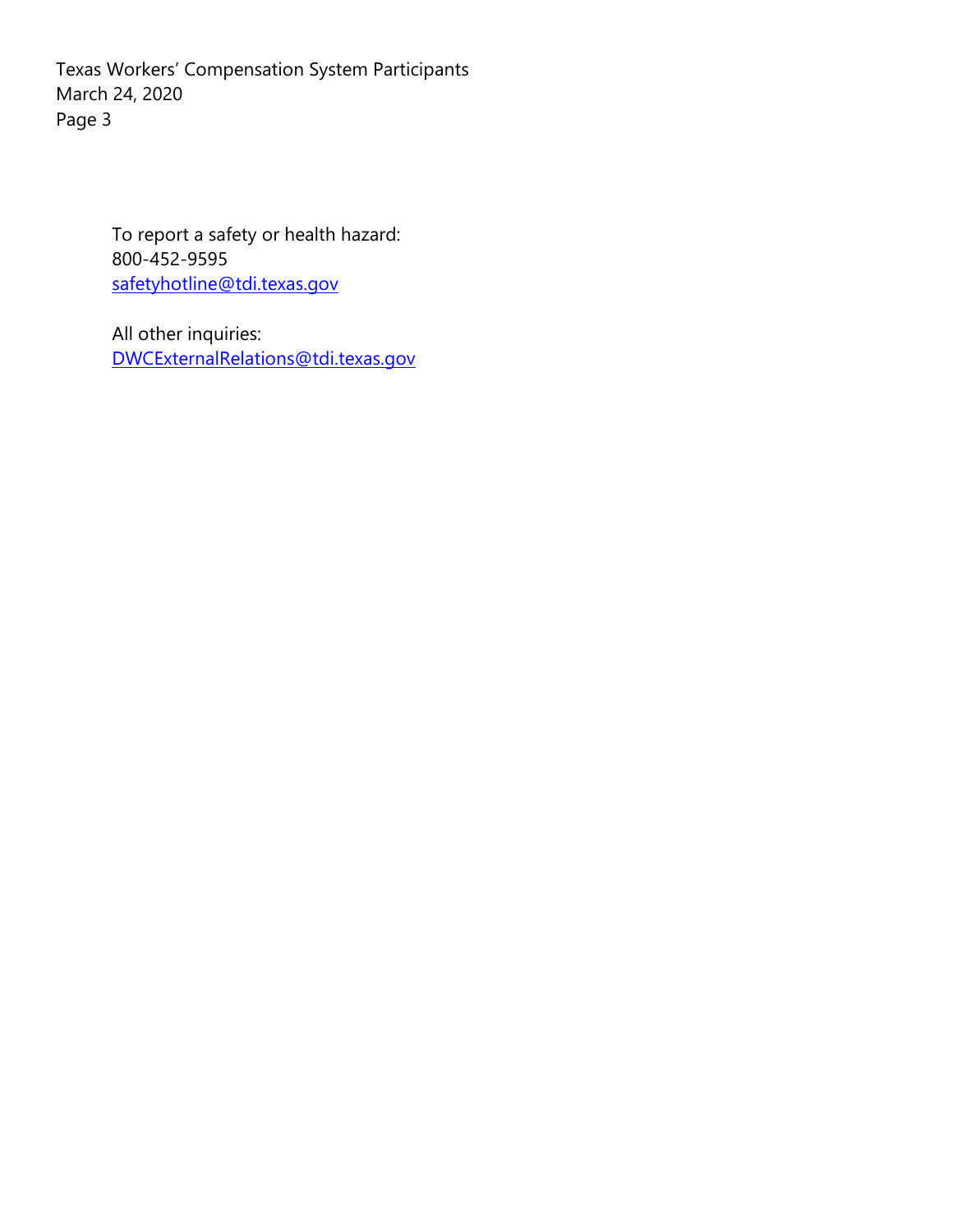To report a safety or health hazard:
800-452-9595
safetyhotline@tdi.texas.gov

All other inquiries:
DWCExternalRelations@tdi.texas.gov